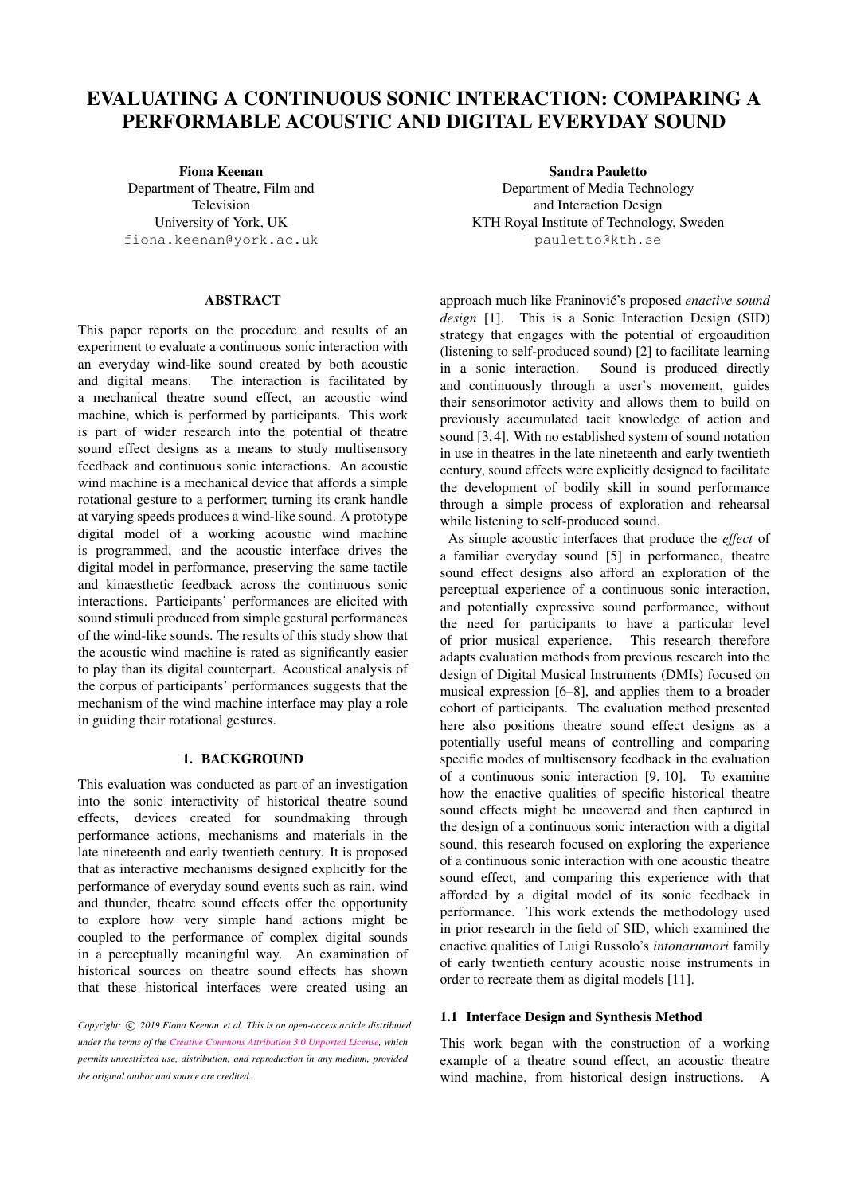# EVALUATING A CONTINUOUS SONIC INTERACTION: COMPARING A PERFORMABLE ACOUSTIC AND DIGITAL EVERYDAY SOUND

**Fiona Keenan**
Department of Theatre, Film and Television
University of York, UK
fiona.keenan@york.ac.uk

**Sandra Pauletto**
Department of Media Technology and Interaction Design
KTH Royal Institute of Technology, Sweden
pauletto@kth.se

## ABSTRACT

This paper reports on the procedure and results of an experiment to evaluate a continuous sonic interaction with an everyday wind-like sound created by both acoustic and digital means. The interaction is facilitated by a mechanical theatre sound effect, an acoustic wind machine, which is performed by participants. This work is part of wider research into the potential of theatre sound effect designs as a means to study multisensory feedback and continuous sonic interactions. An acoustic wind machine is a mechanical device that affords a simple rotational gesture to a performer; turning its crank handle at varying speeds produces a wind-like sound. A prototype digital model of a working acoustic wind machine is programmed, and the acoustic interface drives the digital model in performance, preserving the same tactile and kinaesthetic feedback across the continuous sonic interactions. Participants' performances are elicited with sound stimuli produced from simple gestural performances of the wind-like sounds. The results of this study show that the acoustic wind machine is rated as significantly easier to play than its digital counterpart. Acoustical analysis of the corpus of participants' performances suggests that the mechanism of the wind machine interface may play a role in guiding their rotational gestures.

## 1. BACKGROUND

This evaluation was conducted as part of an investigation into the sonic interactivity of historical theatre sound effects, devices created for soundmaking through performance actions, mechanisms and materials in the late nineteenth and early twentieth century. It is proposed that as interactive mechanisms designed explicitly for the performance of everyday sound events such as rain, wind and thunder, theatre sound effects offer the opportunity to explore how very simple hand actions might be coupled to the performance of complex digital sounds in a perceptually meaningful way. An examination of historical sources on theatre sound effects has shown that these historical interfaces were created using an approach much like Franinović's proposed *enactive sound design* [1]. This is a Sonic Interaction Design (SID) strategy that engages with the potential of ergoaudition (listening to self-produced sound) [2] to facilitate learning in a sonic interaction. Sound is produced directly and continuously through a user's movement, guides their sensorimotor activity and allows them to build on previously accumulated tacit knowledge of action and sound [3, 4]. With no established system of sound notation in use in theatres in the late nineteenth and early twentieth century, sound effects were explicitly designed to facilitate the development of bodily skill in sound performance through a simple process of exploration and rehearsal while listening to self-produced sound.

As simple acoustic interfaces that produce the *effect* of a familiar everyday sound [5] in performance, theatre sound effect designs also afford an exploration of the perceptual experience of a continuous sonic interaction, and potentially expressive sound performance, without the need for participants to have a particular level of prior musical experience. This research therefore adapts evaluation methods from previous research into the design of Digital Musical Instruments (DMIs) focused on musical expression [6–8], and applies them to a broader cohort of participants. The evaluation method presented here also positions theatre sound effect designs as a potentially useful means of controlling and comparing specific modes of multisensory feedback in the evaluation of a continuous sonic interaction [9, 10]. To examine how the enactive qualities of specific historical theatre sound effects might be uncovered and then captured in the design of a continuous sonic interaction with a digital sound, this research focused on exploring the experience of a continuous sonic interaction with one acoustic theatre sound effect, and comparing this experience with that afforded by a digital model of its sonic feedback in performance. This work extends the methodology used in prior research in the field of SID, which examined the enactive qualities of Luigi Russolo's *intonarumori* family of early twentieth century acoustic noise instruments in order to recreate them as digital models [11].

### 1.1 Interface Design and Synthesis Method

This work began with the construction of a working example of a theatre sound effect, an acoustic theatre wind machine, from historical design instructions. A

*Copyright: © 2019 Fiona Keenan et al. This is an open-access article distributed under the terms of the Creative Commons Attribution 3.0 Unported License, which permits unrestricted use, distribution, and reproduction in any medium, provided the original author and source are credited.*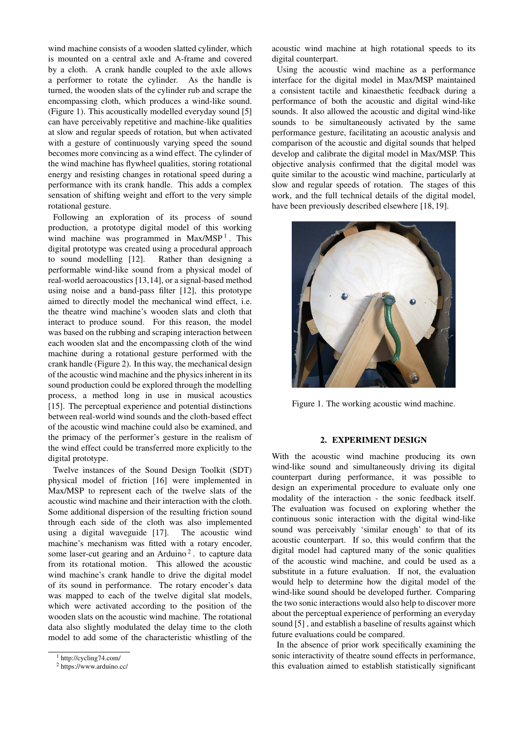wind machine consists of a wooden slatted cylinder, which is mounted on a central axle and A-frame and covered by a cloth. A crank handle coupled to the axle allows a performer to rotate the cylinder. As the handle is turned, the wooden slats of the cylinder rub and scrape the encompassing cloth, which produces a wind-like sound. (Figure 1). This acoustically modelled everyday sound [5] can have perceivably repetitive and machine-like qualities at slow and regular speeds of rotation, but when activated with a gesture of continuously varying speed the sound becomes more convincing as a wind effect. The cylinder of the wind machine has flywheel qualities, storing rotational energy and resisting changes in rotational speed during a performance with its crank handle. This adds a complex sensation of shifting weight and effort to the very simple rotational gesture.

Following an exploration of its process of sound production, a prototype digital model of this working wind machine was programmed in Max/MSP [1]. This digital prototype was created using a procedural approach to sound modelling [12]. Rather than designing a performable wind-like sound from a physical model of real-world aeroacoustics [13,14], or a signal-based method using noise and a band-pass filter [12], this prototype aimed to directly model the mechanical wind effect, i.e. the theatre wind machine's wooden slats and cloth that interact to produce sound. For this reason, the model was based on the rubbing and scraping interaction between each wooden slat and the encompassing cloth of the wind machine during a rotational gesture performed with the crank handle (Figure 2). In this way, the mechanical design of the acoustic wind machine and the physics inherent in its sound production could be explored through the modelling process, a method long in use in musical acoustics [15]. The perceptual experience and potential distinctions between real-world wind sounds and the cloth-based effect of the acoustic wind machine could also be examined, and the primacy of the performer's gesture in the realism of the wind effect could be transferred more explicitly to the digital prototype.

Twelve instances of the Sound Design Toolkit (SDT) physical model of friction [16] were implemented in Max/MSP to represent each of the twelve slats of the acoustic wind machine and their interaction with the cloth. Some additional dispersion of the resulting friction sound through each side of the cloth was also implemented using a digital waveguide [17]. The acoustic wind machine's mechanism was fitted with a rotary encoder, some laser-cut gearing and an Arduino [2]. to capture data from its rotational motion. This allowed the acoustic wind machine's crank handle to drive the digital model of its sound in performance. The rotary encoder's data was mapped to each of the twelve digital slat models, which were activated according to the position of the wooden slats on the acoustic wind machine. The rotational data also slightly modulated the delay time to the cloth model to add some of the characteristic whistling of the acoustic wind machine at high rotational speeds to its digital counterpart.

Using the acoustic wind machine as a performance interface for the digital model in Max/MSP maintained a consistent tactile and kinaesthetic feedback during a performance of both the acoustic and digital wind-like sounds. It also allowed the acoustic and digital wind-like sounds to be simultaneously activated by the same performance gesture, facilitating an acoustic analysis and comparison of the acoustic and digital sounds that helped develop and calibrate the digital model in Max/MSP. This objective analysis confirmed that the digital model was quite similar to the acoustic wind machine, particularly at slow and regular speeds of rotation. The stages of this work, and the full technical details of the digital model, have been previously described elsewhere [18, 19].

Figure 1. The working acoustic wind machine.

## 2. EXPERIMENT DESIGN

With the acoustic wind machine producing its own wind-like sound and simultaneously driving its digital counterpart during performance, it was possible to design an experimental procedure to evaluate only one modality of the interaction - the sonic feedback itself. The evaluation was focused on exploring whether the continuous sonic interaction with the digital wind-like sound was perceivably 'similar enough' to that of its acoustic counterpart. If so, this would confirm that the digital model had captured many of the sonic qualities of the acoustic wind machine, and could be used as a substitute in a future evaluation. If not, the evaluation would help to determine how the digital model of the wind-like sound should be developed further. Comparing the two sonic interactions would also help to discover more about the perceptual experience of performing an everyday sound [5] , and establish a baseline of results against which future evaluations could be compared.

In the absence of prior work specifically examining the sonic interactivity of theatre sound effects in performance, this evaluation aimed to establish statistically significant

[1] http://cycling74.com/

[2] https://www.arduino.cc/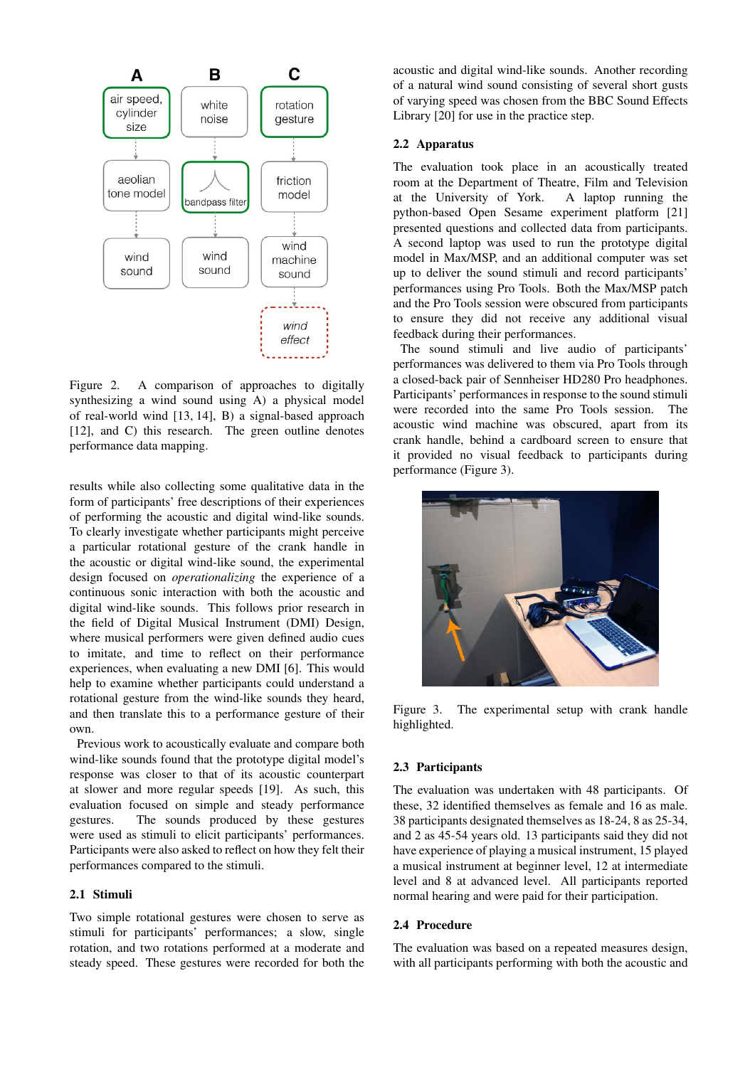Figure 2. A comparison of approaches to digitally synthesizing a wind sound using A) a physical model of real-world wind [13, 14], B) a signal-based approach [12], and C) this research. The green outline denotes performance data mapping.

results while also collecting some qualitative data in the form of participants' free descriptions of their experiences of performing the acoustic and digital wind-like sounds. To clearly investigate whether participants might perceive a particular rotational gesture of the crank handle in the acoustic or digital wind-like sound, the experimental design focused on *operationalizing* the experience of a continuous sonic interaction with both the acoustic and digital wind-like sounds. This follows prior research in the field of Digital Musical Instrument (DMI) Design, where musical performers were given defined audio cues to imitate, and time to reflect on their performance experiences, when evaluating a new DMI [6]. This would help to examine whether participants could understand a rotational gesture from the wind-like sounds they heard, and then translate this to a performance gesture of their own.

Previous work to acoustically evaluate and compare both wind-like sounds found that the prototype digital model's response was closer to that of its acoustic counterpart at slower and more regular speeds [19]. As such, this evaluation focused on simple and steady performance gestures. The sounds produced by these gestures were used as stimuli to elicit participants' performances. Participants were also asked to reflect on how they felt their performances compared to the stimuli.

### 2.1 Stimuli

Two simple rotational gestures were chosen to serve as stimuli for participants' performances; a slow, single rotation, and two rotations performed at a moderate and steady speed. These gestures were recorded for both the acoustic and digital wind-like sounds. Another recording of a natural wind sound consisting of several short gusts of varying speed was chosen from the BBC Sound Effects Library [20] for use in the practice step.

### 2.2 Apparatus

The evaluation took place in an acoustically treated room at the Department of Theatre, Film and Television at the University of York. A laptop running the python-based Open Sesame experiment platform [21] presented questions and collected data from participants. A second laptop was used to run the prototype digital model in Max/MSP, and an additional computer was set up to deliver the sound stimuli and record participants' performances using Pro Tools. Both the Max/MSP patch and the Pro Tools session were obscured from participants to ensure they did not receive any additional visual feedback during their performances.

The sound stimuli and live audio of participants' performances was delivered to them via Pro Tools through a closed-back pair of Sennheiser HD280 Pro headphones. Participants' performances in response to the sound stimuli were recorded into the same Pro Tools session. The acoustic wind machine was obscured, apart from its crank handle, behind a cardboard screen to ensure that it provided no visual feedback to participants during performance (Figure 3).

Figure 3. The experimental setup with crank handle highlighted.

### 2.3 Participants

The evaluation was undertaken with 48 participants. Of these, 32 identified themselves as female and 16 as male. 38 participants designated themselves as 18-24, 8 as 25-34, and 2 as 45-54 years old. 13 participants said they did not have experience of playing a musical instrument, 15 played a musical instrument at beginner level, 12 at intermediate level and 8 at advanced level. All participants reported normal hearing and were paid for their participation.

### 2.4 Procedure

The evaluation was based on a repeated measures design, with all participants performing with both the acoustic and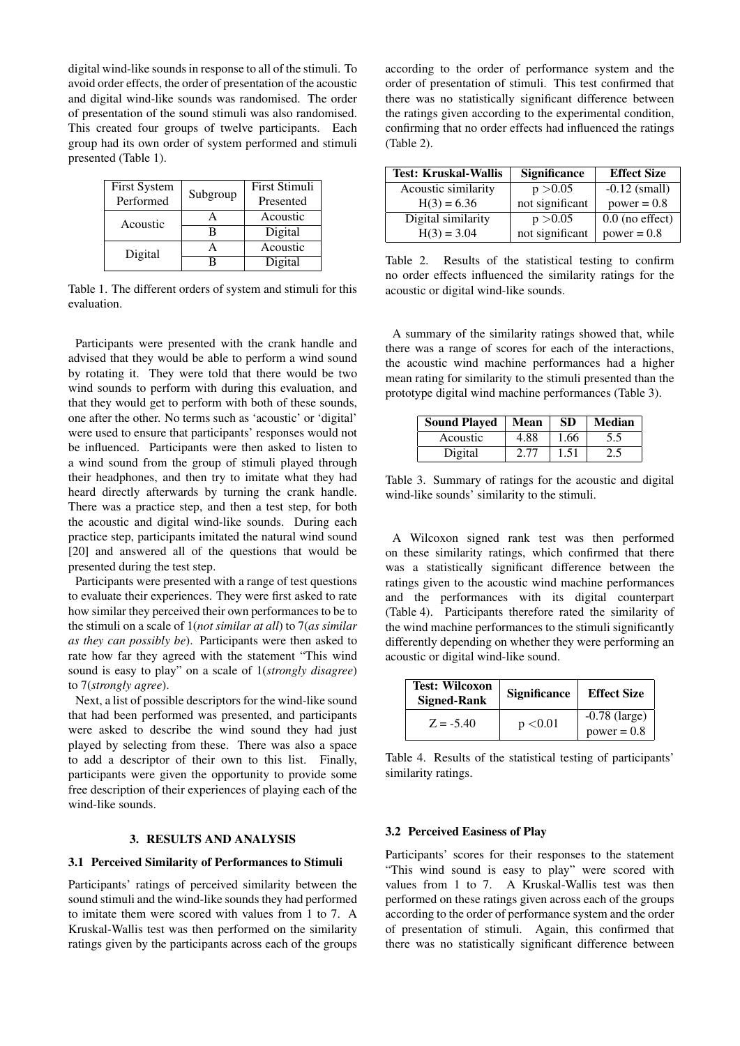digital wind-like sounds in response to all of the stimuli. To avoid order effects, the order of presentation of the acoustic and digital wind-like sounds was randomised. The order of presentation of the sound stimuli was also randomised. This created four groups of twelve participants. Each group had its own order of system performed and stimuli presented (Table 1).

| First System Performed | Subgroup | First Stimuli Presented |
|---|---|---|
| Acoustic | A | Acoustic |
| | B | Digital |
| Digital | A | Acoustic |
| | B | Digital |

Table 1. The different orders of system and stimuli for this evaluation.

Participants were presented with the crank handle and advised that they would be able to perform a wind sound by rotating it. They were told that there would be two wind sounds to perform with during this evaluation, and that they would get to perform with both of these sounds, one after the other. No terms such as 'acoustic' or 'digital' were used to ensure that participants' responses would not be influenced. Participants were then asked to listen to a wind sound from the group of stimuli played through their headphones, and then try to imitate what they had heard directly afterwards by turning the crank handle. There was a practice step, and then a test step, for both the acoustic and digital wind-like sounds. During each practice step, participants imitated the natural wind sound [20] and answered all of the questions that would be presented during the test step.

Participants were presented with a range of test questions to evaluate their experiences. They were first asked to rate how similar they perceived their own performances to be to the stimuli on a scale of 1(*not similar at all*) to 7(*as similar as they can possibly be*). Participants were then asked to rate how far they agreed with the statement "This wind sound is easy to play" on a scale of 1(*strongly disagree*) to 7(*strongly agree*).

Next, a list of possible descriptors for the wind-like sound that had been performed was presented, and participants were asked to describe the wind sound they had just played by selecting from these. There was also a space to add a descriptor of their own to this list. Finally, participants were given the opportunity to provide some free description of their experiences of playing each of the wind-like sounds.

## 3. RESULTS AND ANALYSIS

### 3.1 Perceived Similarity of Performances to Stimuli

Participants' ratings of perceived similarity between the sound stimuli and the wind-like sounds they had performed to imitate them were scored with values from 1 to 7. A Kruskal-Wallis test was then performed on the similarity ratings given by the participants across each of the groups according to the order of performance system and the order of presentation of stimuli. This test confirmed that there was no statistically significant difference between the ratings given according to the experimental condition, confirming that no order effects had influenced the ratings (Table 2).

| Test: Kruskal-Wallis | Significance | Effect Size |
|---|---|---|
| Acoustic similarity $H(3) = 6.36$ | $p > 0.05$ not significant | -0.12 (small) power = 0.8 |
| Digital similarity $H(3) = 3.04$ | $p > 0.05$ not significant | 0.0 (no effect) power = 0.8 |

Table 2. Results of the statistical testing to confirm no order effects influenced the similarity ratings for the acoustic or digital wind-like sounds.

A summary of the similarity ratings showed that, while there was a range of scores for each of the interactions, the acoustic wind machine performances had a higher mean rating for similarity to the stimuli presented than the prototype digital wind machine performances (Table 3).

| Sound Played | Mean | SD | Median |
|---|---|---|---|
| Acoustic | 4.88 | 1.66 | 5.5 |
| Digital | 2.77 | 1.51 | 2.5 |

Table 3. Summary of ratings for the acoustic and digital wind-like sounds' similarity to the stimuli.

A Wilcoxon signed rank test was then performed on these similarity ratings, which confirmed that there was a statistically significant difference between the ratings given to the acoustic wind machine performances and the performances with its digital counterpart (Table 4). Participants therefore rated the similarity of the wind machine performances to the stimuli significantly differently depending on whether they were performing an acoustic or digital wind-like sound.

| Test: Wilcoxon Signed-Rank | Significance | Effect Size |
|---|---|---|
| $Z = -5.40$ | $p < 0.01$ | -0.78 (large) power = 0.8 |

Table 4. Results of the statistical testing of participants' similarity ratings.

### 3.2 Perceived Easiness of Play

Participants' scores for their responses to the statement "This wind sound is easy to play" were scored with values from 1 to 7. A Kruskal-Wallis test was then performed on these ratings given across each of the groups according to the order of performance system and the order of presentation of stimuli. Again, this confirmed that there was no statistically significant difference between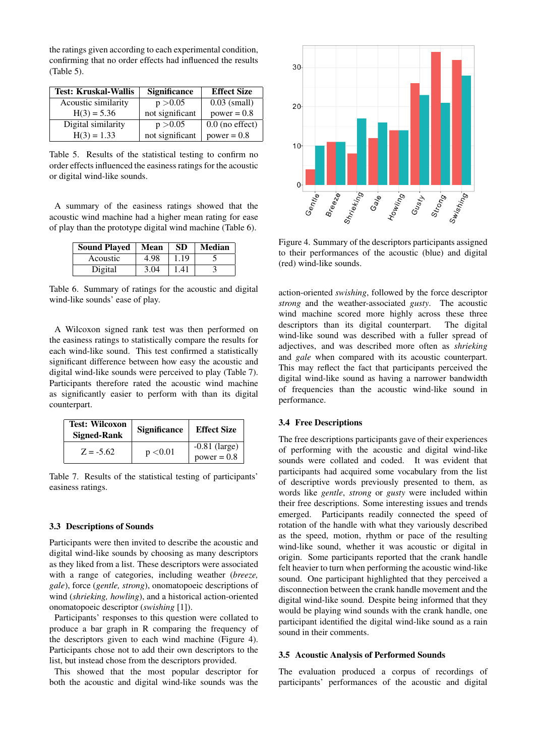the ratings given according to each experimental condition, confirming that no order effects had influenced the results (Table 5).

| Test: Kruskal-Wallis | Significance | Effect Size |
|---|---|---|
| Acoustic similarity $H(3) = 5.36$ | $p > 0.05$ not significant | 0.03 (small) power = 0.8 |
| Digital similarity $H(3) = 1.33$ | $p > 0.05$ not significant | 0.0 (no effect) power = 0.8 |

Table 5. Results of the statistical testing to confirm no order effects influenced the easiness ratings for the acoustic or digital wind-like sounds.

A summary of the easiness ratings showed that the acoustic wind machine had a higher mean rating for ease of play than the prototype digital wind machine (Table 6).

| Sound Played | Mean | SD | Median |
|---|---|---|---|
| Acoustic | 4.98 | 1.19 | 5 |
| Digital | 3.04 | 1.41 | 3 |

Table 6. Summary of ratings for the acoustic and digital wind-like sounds' ease of play.

A Wilcoxon signed rank test was then performed on the easiness ratings to statistically compare the results for each wind-like sound. This test confirmed a statistically significant difference between how easy the acoustic and digital wind-like sounds were perceived to play (Table 7). Participants therefore rated the acoustic wind machine as significantly easier to perform with than its digital counterpart.

| Test: Wilcoxon Signed-Rank | Significance | Effect Size |
|---|---|---|
| $Z = -5.62$ | $p < 0.01$ | -0.81 (large) power = 0.8 |

Table 7. Results of the statistical testing of participants' easiness ratings.

### 3.3 Descriptions of Sounds

Participants were then invited to describe the acoustic and digital wind-like sounds by choosing as many descriptors as they liked from a list. These descriptors were associated with a range of categories, including weather (*breeze, gale*), force (*gentle, strong*), onomatopoeic descriptions of wind (*shrieking, howling*), and a historical action-oriented onomatopoeic descriptor (*swishing* [1]).

Participants' responses to this question were collated to produce a bar graph in R comparing the frequency of the descriptors given to each wind machine (Figure 4). Participants chose not to add their own descriptors to the list, but instead chose from the descriptors provided.

This showed that the most popular descriptor for both the acoustic and digital wind-like sounds was the action-oriented *swishing*, followed by the force descriptor *strong* and the weather-associated *gusty*. The acoustic wind machine scored more highly across these three descriptors than its digital counterpart. The digital wind-like sound was described with a fuller spread of adjectives, and was described more often as *shrieking* and *gale* when compared with its acoustic counterpart. This may reflect the fact that participants perceived the digital wind-like sound as having a narrower bandwidth of frequencies than the acoustic wind-like sound in performance.

Figure 4. Summary of the descriptors participants assigned to their performances of the acoustic (blue) and digital (red) wind-like sounds.

### 3.4 Free Descriptions

The free descriptions participants gave of their experiences of performing with the acoustic and digital wind-like sounds were collated and coded. It was evident that participants had acquired some vocabulary from the list of descriptive words previously presented to them, as words like *gentle*, *strong* or *gusty* were included within their free descriptions. Some interesting issues and trends emerged. Participants readily connected the speed of rotation of the handle with what they variously described as the speed, motion, rhythm or pace of the resulting wind-like sound, whether it was acoustic or digital in origin. Some participants reported that the crank handle felt heavier to turn when performing the acoustic wind-like sound. One participant highlighted that they perceived a disconnection between the crank handle movement and the digital wind-like sound. Despite being informed that they would be playing wind sounds with the crank handle, one participant identified the digital wind-like sound as a rain sound in their comments.

### 3.5 Acoustic Analysis of Performed Sounds

The evaluation produced a corpus of recordings of participants' performances of the acoustic and digital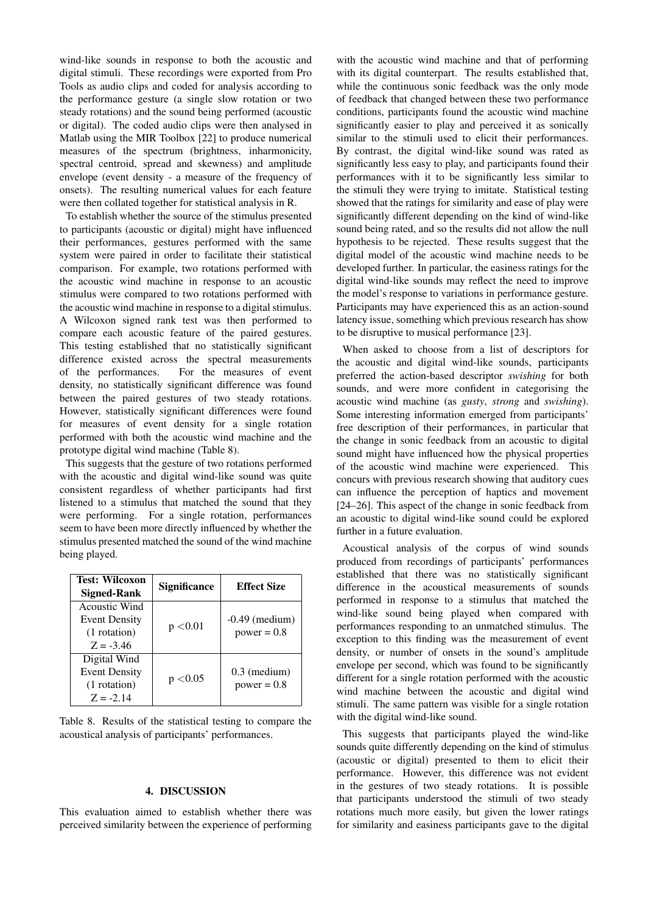wind-like sounds in response to both the acoustic and digital stimuli. These recordings were exported from Pro Tools as audio clips and coded for analysis according to the performance gesture (a single slow rotation or two steady rotations) and the sound being performed (acoustic or digital). The coded audio clips were then analysed in Matlab using the MIR Toolbox [22] to produce numerical measures of the spectrum (brightness, inharmonicity, spectral centroid, spread and skewness) and amplitude envelope (event density - a measure of the frequency of onsets). The resulting numerical values for each feature were then collated together for statistical analysis in R.

To establish whether the source of the stimulus presented to participants (acoustic or digital) might have influenced their performances, gestures performed with the same system were paired in order to facilitate their statistical comparison. For example, two rotations performed with the acoustic wind machine in response to an acoustic stimulus were compared to two rotations performed with the acoustic wind machine in response to a digital stimulus. A Wilcoxon signed rank test was then performed to compare each acoustic feature of the paired gestures. This testing established that no statistically significant difference existed across the spectral measurements of the performances. For the measures of event density, no statistically significant difference was found between the paired gestures of two steady rotations. However, statistically significant differences were found for measures of event density for a single rotation performed with both the acoustic wind machine and the prototype digital wind machine (Table 8).

This suggests that the gesture of two rotations performed with the acoustic and digital wind-like sound was quite consistent regardless of whether participants had first listened to a stimulus that matched the sound that they were performing. For a single rotation, performances seem to have been more directly influenced by whether the stimulus presented matched the sound of the wind machine being played.

| **Test: Wilcoxon Signed-Rank** | **Significance** | **Effect Size** |
|---|---|---|
| Acoustic Wind Event Density (1 rotation) $Z = -3.46$ | $p < 0.01$ | -0.49 (medium) power = 0.8 |
| Digital Wind Event Density (1 rotation) $Z = -2.14$ | $p < 0.05$ | 0.3 (medium) power = 0.8 |

Table 8. Results of the statistical testing to compare the acoustical analysis of participants' performances.

## 4. DISCUSSION

This evaluation aimed to establish whether there was perceived similarity between the experience of performing with the acoustic wind machine and that of performing with its digital counterpart. The results established that, while the continuous sonic feedback was the only mode of feedback that changed between these two performance conditions, participants found the acoustic wind machine significantly easier to play and perceived it as sonically similar to the stimuli used to elicit their performances. By contrast, the digital wind-like sound was rated as significantly less easy to play, and participants found their performances with it to be significantly less similar to the stimuli they were trying to imitate. Statistical testing showed that the ratings for similarity and ease of play were significantly different depending on the kind of wind-like sound being rated, and so the results did not allow the null hypothesis to be rejected. These results suggest that the digital model of the acoustic wind machine needs to be developed further. In particular, the easiness ratings for the digital wind-like sounds may reflect the need to improve the model's response to variations in performance gesture. Participants may have experienced this as an action-sound latency issue, something which previous research has show to be disruptive to musical performance [23].

When asked to choose from a list of descriptors for the acoustic and digital wind-like sounds, participants preferred the action-based descriptor *swishing* for both sounds, and were more confident in categorising the acoustic wind machine (as *gusty*, *strong* and *swishing*). Some interesting information emerged from participants' free description of their performances, in particular that the change in sonic feedback from an acoustic to digital sound might have influenced how the physical properties of the acoustic wind machine were experienced. This concurs with previous research showing that auditory cues can influence the perception of haptics and movement [24–26]. This aspect of the change in sonic feedback from an acoustic to digital wind-like sound could be explored further in a future evaluation.

Acoustical analysis of the corpus of wind sounds produced from recordings of participants' performances established that there was no statistically significant difference in the acoustical measurements of sounds performed in response to a stimulus that matched the wind-like sound being played when compared with performances responding to an unmatched stimulus. The exception to this finding was the measurement of event density, or number of onsets in the sound's amplitude envelope per second, which was found to be significantly different for a single rotation performed with the acoustic wind machine between the acoustic and digital wind stimuli. The same pattern was visible for a single rotation with the digital wind-like sound.

This suggests that participants played the wind-like sounds quite differently depending on the kind of stimulus (acoustic or digital) presented to them to elicit their performance. However, this difference was not evident in the gestures of two steady rotations. It is possible that participants understood the stimuli of two steady rotations much more easily, but given the lower ratings for similarity and easiness participants gave to the digital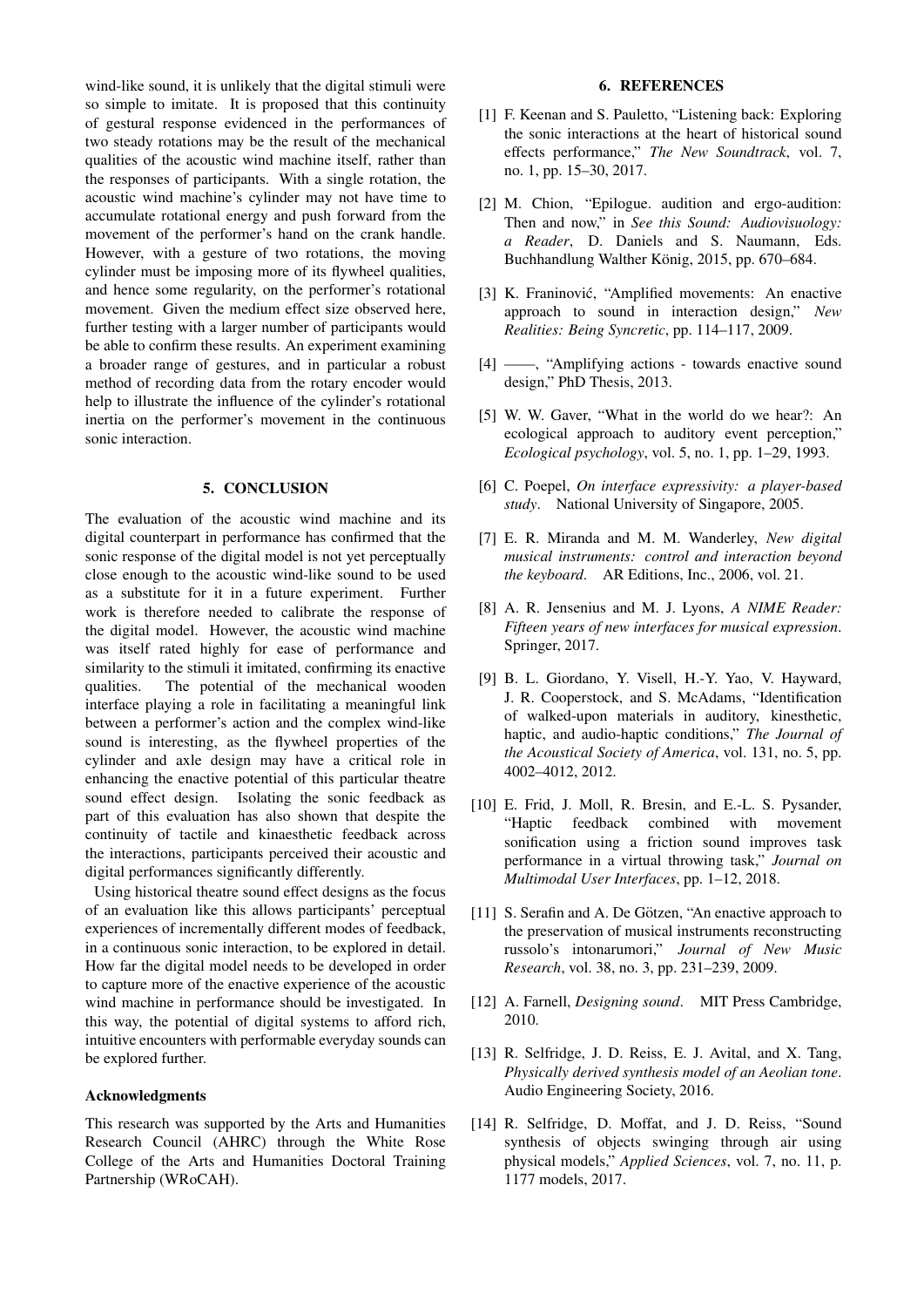wind-like sound, it is unlikely that the digital stimuli were so simple to imitate. It is proposed that this continuity of gestural response evidenced in the performances of two steady rotations may be the result of the mechanical qualities of the acoustic wind machine itself, rather than the responses of participants. With a single rotation, the acoustic wind machine's cylinder may not have time to accumulate rotational energy and push forward from the movement of the performer's hand on the crank handle. However, with a gesture of two rotations, the moving cylinder must be imposing more of its flywheel qualities, and hence some regularity, on the performer's rotational movement. Given the medium effect size observed here, further testing with a larger number of participants would be able to confirm these results. An experiment examining a broader range of gestures, and in particular a robust method of recording data from the rotary encoder would help to illustrate the influence of the cylinder's rotational inertia on the performer's movement in the continuous sonic interaction.

## 5. CONCLUSION

The evaluation of the acoustic wind machine and its digital counterpart in performance has confirmed that the sonic response of the digital model is not yet perceptually close enough to the acoustic wind-like sound to be used as a substitute for it in a future experiment. Further work is therefore needed to calibrate the response of the digital model. However, the acoustic wind machine was itself rated highly for ease of performance and similarity to the stimuli it imitated, confirming its enactive qualities. The potential of the mechanical wooden interface playing a role in facilitating a meaningful link between a performer's action and the complex wind-like sound is interesting, as the flywheel properties of the cylinder and axle design may have a critical role in enhancing the enactive potential of this particular theatre sound effect design. Isolating the sonic feedback as part of this evaluation has also shown that despite the continuity of tactile and kinaesthetic feedback across the interactions, participants perceived their acoustic and digital performances significantly differently.

Using historical theatre sound effect designs as the focus of an evaluation like this allows participants' perceptual experiences of incrementally different modes of feedback, in a continuous sonic interaction, to be explored in detail. How far the digital model needs to be developed in order to capture more of the enactive experience of the acoustic wind machine in performance should be investigated. In this way, the potential of digital systems to afford rich, intuitive encounters with performable everyday sounds can be explored further.

### Acknowledgments

This research was supported by the Arts and Humanities Research Council (AHRC) through the White Rose College of the Arts and Humanities Doctoral Training Partnership (WRoCAH).

## 6. REFERENCES

[1] F. Keenan and S. Pauletto, "Listening back: Exploring the sonic interactions at the heart of historical sound effects performance," *The New Soundtrack*, vol. 7, no. 1, pp. 15–30, 2017.

[2] M. Chion, "Epilogue. audition and ergo-audition: Then and now," in *See this Sound: Audiovisuology: a Reader*, D. Daniels and S. Naumann, Eds. Buchhandlung Walther König, 2015, pp. 670–684.

[3] K. Franinović, "Amplified movements: An enactive approach to sound in interaction design," *New Realities: Being Syncretic*, pp. 114–117, 2009.

[4] ——, "Amplifying actions - towards enactive sound design," PhD Thesis, 2013.

[5] W. W. Gaver, "What in the world do we hear?: An ecological approach to auditory event perception," *Ecological psychology*, vol. 5, no. 1, pp. 1–29, 1993.

[6] C. Poepel, *On interface expressivity: a player-based study*. National University of Singapore, 2005.

[7] E. R. Miranda and M. M. Wanderley, *New digital musical instruments: control and interaction beyond the keyboard*. AR Editions, Inc., 2006, vol. 21.

[8] A. R. Jensenius and M. J. Lyons, *A NIME Reader: Fifteen years of new interfaces for musical expression*. Springer, 2017.

[9] B. L. Giordano, Y. Visell, H.-Y. Yao, V. Hayward, J. R. Cooperstock, and S. McAdams, "Identification of walked-upon materials in auditory, kinesthetic, haptic, and audio-haptic conditions," *The Journal of the Acoustical Society of America*, vol. 131, no. 5, pp. 4002–4012, 2012.

[10] E. Frid, J. Moll, R. Bresin, and E.-L. S. Pysander, "Haptic feedback combined with movement sonification using a friction sound improves task performance in a virtual throwing task," *Journal on Multimodal User Interfaces*, pp. 1–12, 2018.

[11] S. Serafin and A. De Götzen, "An enactive approach to the preservation of musical instruments reconstructing russolo's intonarumori," *Journal of New Music Research*, vol. 38, no. 3, pp. 231–239, 2009.

[12] A. Farnell, *Designing sound*. MIT Press Cambridge, 2010.

[13] R. Selfridge, J. D. Reiss, E. J. Avital, and X. Tang, *Physically derived synthesis model of an Aeolian tone*. Audio Engineering Society, 2016.

[14] R. Selfridge, D. Moffat, and J. D. Reiss, "Sound synthesis of objects swinging through air using physical models," *Applied Sciences*, vol. 7, no. 11, p. 1177 models, 2017.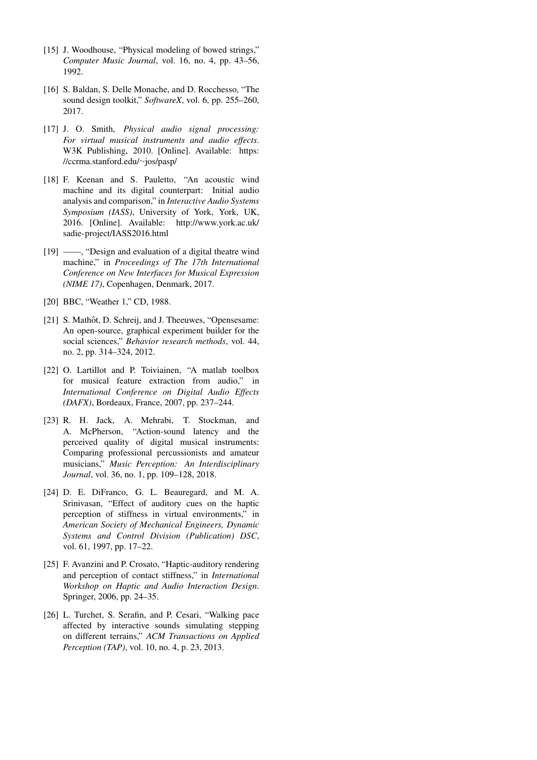[15] J. Woodhouse, "Physical modeling of bowed strings," *Computer Music Journal*, vol. 16, no. 4, pp. 43–56, 1992.

[16] S. Baldan, S. Delle Monache, and D. Rocchesso, "The sound design toolkit," *SoftwareX*, vol. 6, pp. 255–260, 2017.

[17] J. O. Smith, *Physical audio signal processing: For virtual musical instruments and audio effects*. W3K Publishing, 2010. [Online]. Available: https://ccrma.stanford.edu/~jos/pasp/

[18] F. Keenan and S. Pauletto, "An acoustic wind machine and its digital counterpart: Initial audio analysis and comparison," in *Interactive Audio Systems Symposium (IASS)*, University of York, York, UK, 2016. [Online]. Available: http://www.york.ac.uk/sadie-project/IASS2016.html

[19] ——, "Design and evaluation of a digital theatre wind machine," in *Proceedings of The 17th International Conference on New Interfaces for Musical Expression (NIME 17)*, Copenhagen, Denmark, 2017.

[20] BBC, "Weather 1," CD, 1988.

[21] S. Mathôt, D. Schreij, and J. Theeuwes, "Opensesame: An open-source, graphical experiment builder for the social sciences," *Behavior research methods*, vol. 44, no. 2, pp. 314–324, 2012.

[22] O. Lartillot and P. Toiviainen, "A matlab toolbox for musical feature extraction from audio," in *International Conference on Digital Audio Effects (DAFX)*, Bordeaux, France, 2007, pp. 237–244.

[23] R. H. Jack, A. Mehrabi, T. Stockman, and A. McPherson, "Action-sound latency and the perceived quality of digital musical instruments: Comparing professional percussionists and amateur musicians," *Music Perception: An Interdisciplinary Journal*, vol. 36, no. 1, pp. 109–128, 2018.

[24] D. E. DiFranco, G. L. Beauregard, and M. A. Srinivasan, "Effect of auditory cues on the haptic perception of stiffness in virtual environments," in *American Society of Mechanical Engineers, Dynamic Systems and Control Division (Publication) DSC*, vol. 61, 1997, pp. 17–22.

[25] F. Avanzini and P. Crosato, "Haptic-auditory rendering and perception of contact stiffness," in *International Workshop on Haptic and Audio Interaction Design*. Springer, 2006, pp. 24–35.

[26] L. Turchet, S. Serafin, and P. Cesari, "Walking pace affected by interactive sounds simulating stepping on different terrains," *ACM Transactions on Applied Perception (TAP)*, vol. 10, no. 4, p. 23, 2013.